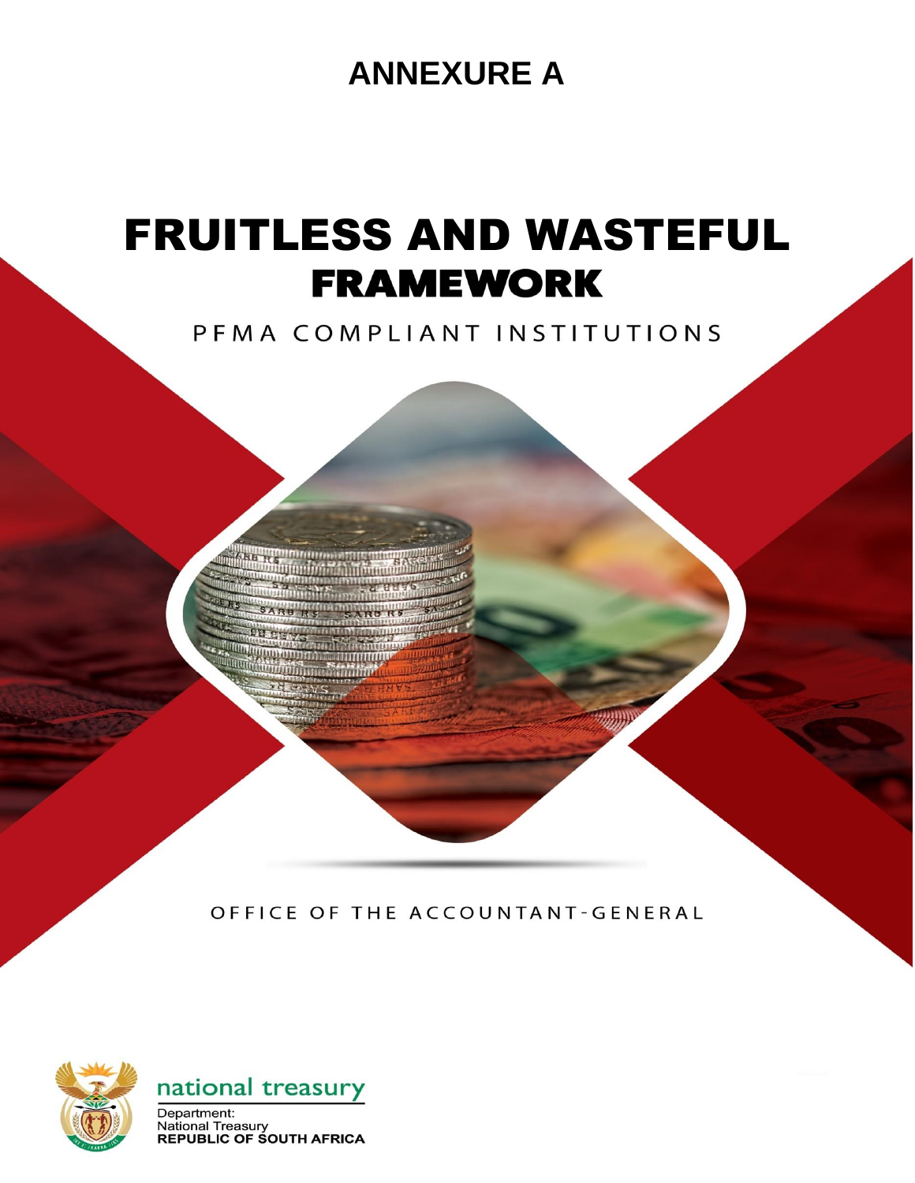**ANNEXURE A**

# FRUITLESS AND WASTEFUL FRAMEWORK

PFMA COMPLIANT INSTITUTIONS

OFFICE OF THE ACCOUNTANT-GENERAL

national treasury

Department:
National Treasury
**REPUBLIC OF SOUTH AFRICA**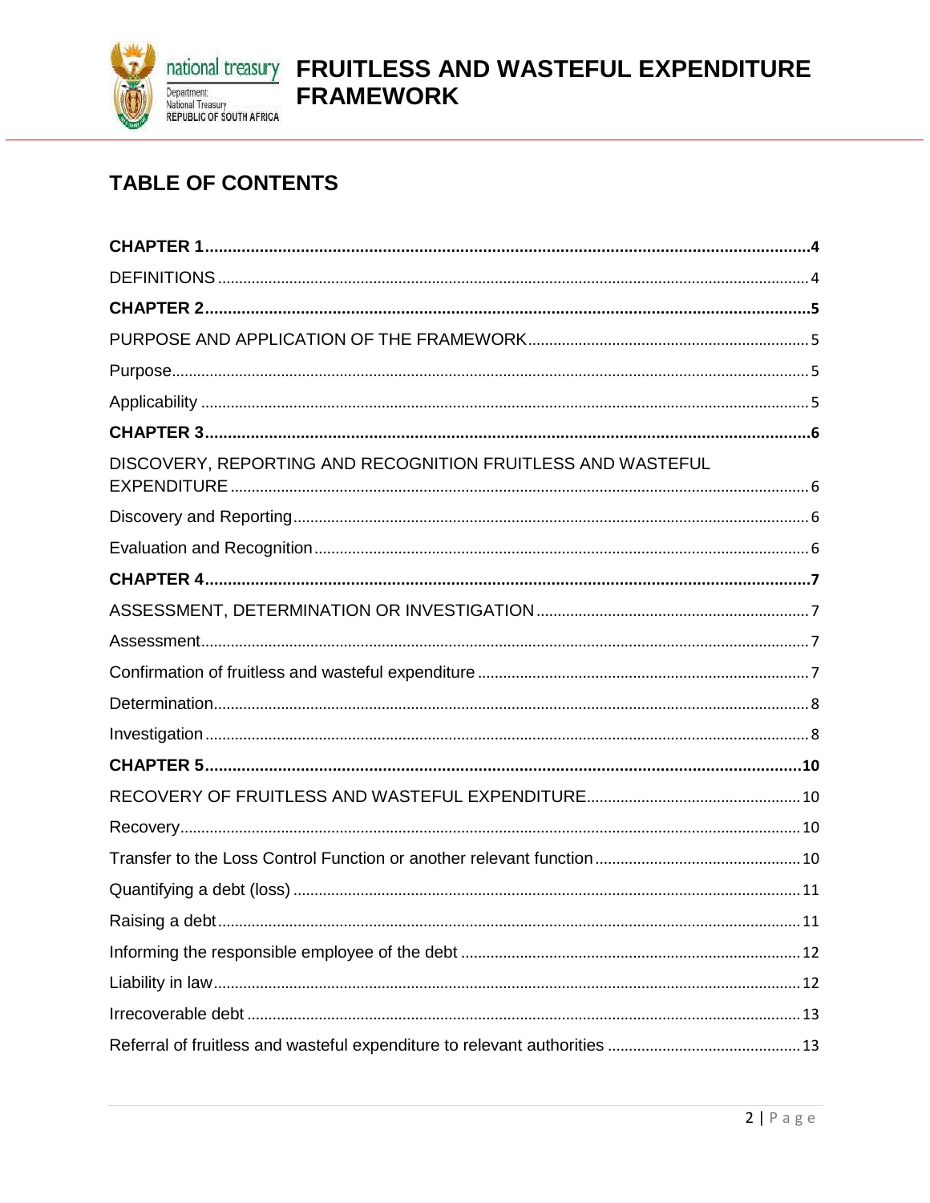# TABLE OF CONTENTS

| | |
|---|---|
| **CHAPTER 1** | **4** |
| DEFINITIONS | 4 |
| **CHAPTER 2** | **5** |
| PURPOSE AND APPLICATION OF THE FRAMEWORK | 5 |
| Purpose | 5 |
| Applicability | 5 |
| **CHAPTER 3** | **6** |
| DISCOVERY, REPORTING AND RECOGNITION FRUITLESS AND WASTEFUL EXPENDITURE | 6 |
| Discovery and Reporting | 6 |
| Evaluation and Recognition | 6 |
| **CHAPTER 4** | **7** |
| ASSESSMENT, DETERMINATION OR INVESTIGATION | 7 |
| Assessment | 7 |
| Confirmation of fruitless and wasteful expenditure | 7 |
| Determination | 8 |
| Investigation | 8 |
| **CHAPTER 5** | **10** |
| RECOVERY OF FRUITLESS AND WASTEFUL EXPENDITURE | 10 |
| Recovery | 10 |
| Transfer to the Loss Control Function or another relevant function | 10 |
| Quantifying a debt (loss) | 11 |
| Raising a debt | 11 |
| Informing the responsible employee of the debt | 12 |
| Liability in law | 12 |
| Irrecoverable debt | 13 |
| Referral of fruitless and wasteful expenditure to relevant authorities | 13 |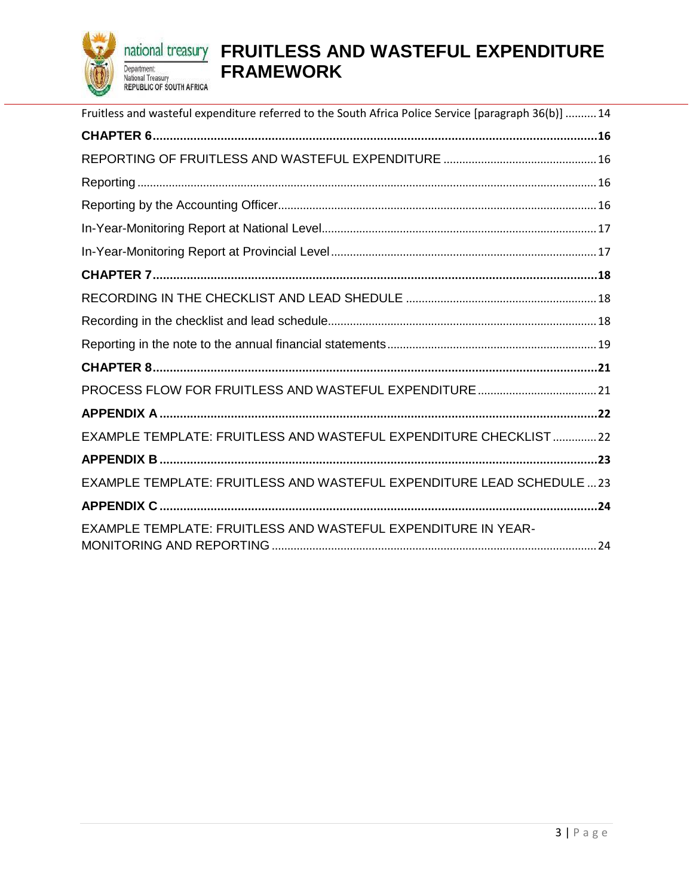Fruitless and wasteful expenditure referred to the South Africa Police Service [paragraph 36(b)] .......... 14

**CHAPTER 6**.......................................................................................................................16

REPORTING OF FRUITLESS AND WASTEFUL EXPENDITURE ................................................ 16

Reporting ................................................................................................................................ 16

Reporting by the Accounting Officer...................................................................................... 16

In-Year-Monitoring Report at National Level....................................................................... 17

In-Year-Monitoring Report at Provincial Level .................................................................... 17

**CHAPTER 7**.......................................................................................................................18

RECORDING IN THE CHECKLIST AND LEAD SHEDULE ............................................................ 18

Recording in the checklist and lead schedule..................................................................... 18

Reporting in the note to the annual financial statements.................................................. 19

**CHAPTER 8**.......................................................................................................................21

PROCESS FLOW FOR FRUITLESS AND WASTEFUL EXPENDITURE...................................... 21

**APPENDIX A**.....................................................................................................................22

EXAMPLE TEMPLATE: FRUITLESS AND WASTEFUL EXPENDITURE CHECKLIST .............. 22

**APPENDIX B**.....................................................................................................................23

EXAMPLE TEMPLATE: FRUITLESS AND WASTEFUL EXPENDITURE LEAD SCHEDULE ... 23

**APPENDIX C**.....................................................................................................................24

EXAMPLE TEMPLATE: FRUITLESS AND WASTEFUL EXPENDITURE IN YEAR-MONITORING AND REPORTING ....................................................................................... 24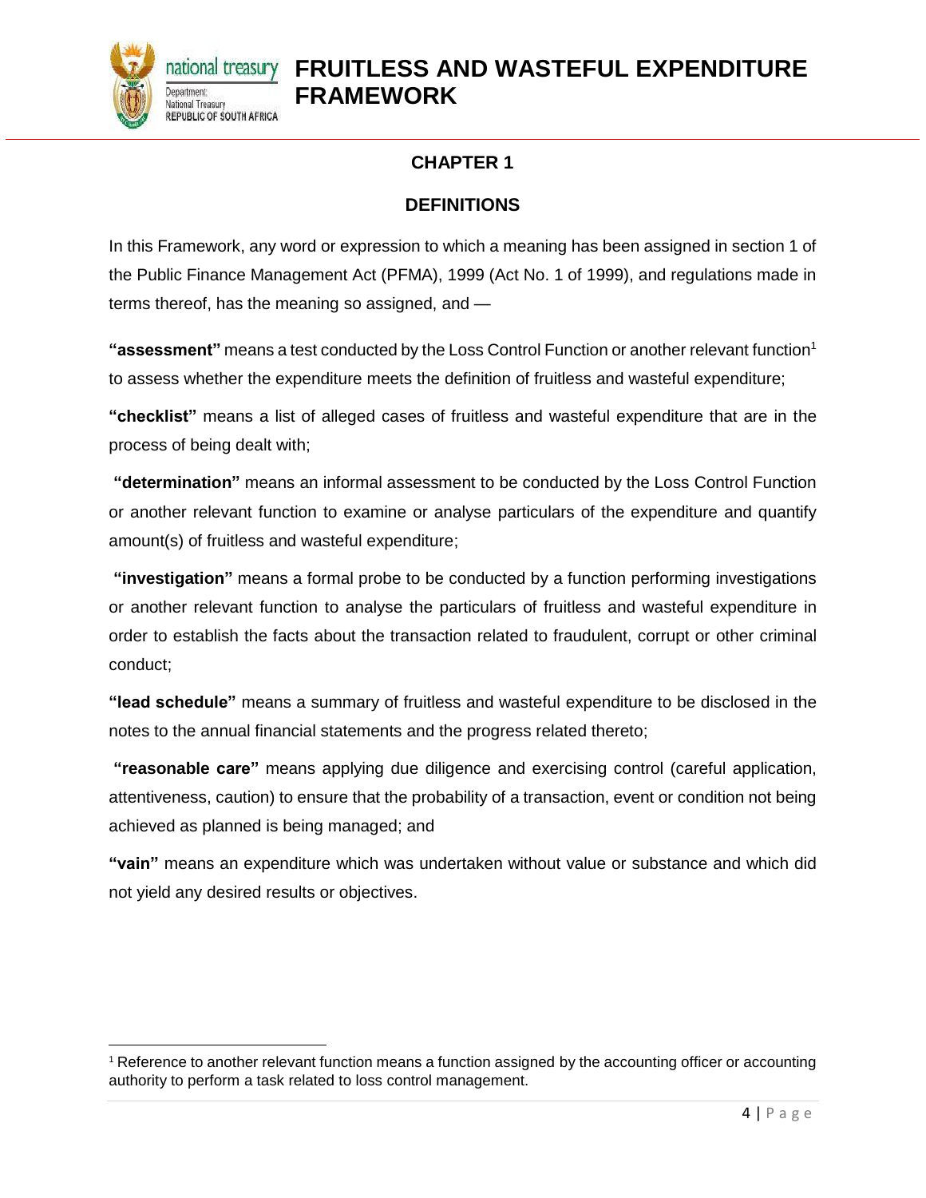## CHAPTER 1

## DEFINITIONS

In this Framework, any word or expression to which a meaning has been assigned in section 1 of the Public Finance Management Act (PFMA), 1999 (Act No. 1 of 1999), and regulations made in terms thereof, has the meaning so assigned, and —

**"assessment"** means a test conducted by the Loss Control Function or another relevant function[1] to assess whether the expenditure meets the definition of fruitless and wasteful expenditure;

**"checklist"** means a list of alleged cases of fruitless and wasteful expenditure that are in the process of being dealt with;

**"determination"** means an informal assessment to be conducted by the Loss Control Function or another relevant function to examine or analyse particulars of the expenditure and quantify amount(s) of fruitless and wasteful expenditure;

**"investigation"** means a formal probe to be conducted by a function performing investigations or another relevant function to analyse the particulars of fruitless and wasteful expenditure in order to establish the facts about the transaction related to fraudulent, corrupt or other criminal conduct;

**"lead schedule"** means a summary of fruitless and wasteful expenditure to be disclosed in the notes to the annual financial statements and the progress related thereto;

**"reasonable care"** means applying due diligence and exercising control (careful application, attentiveness, caution) to ensure that the probability of a transaction, event or condition not being achieved as planned is being managed; and

**"vain"** means an expenditure which was undertaken without value or substance and which did not yield any desired results or objectives.

---

[1] Reference to another relevant function means a function assigned by the accounting officer or accounting authority to perform a task related to loss control management.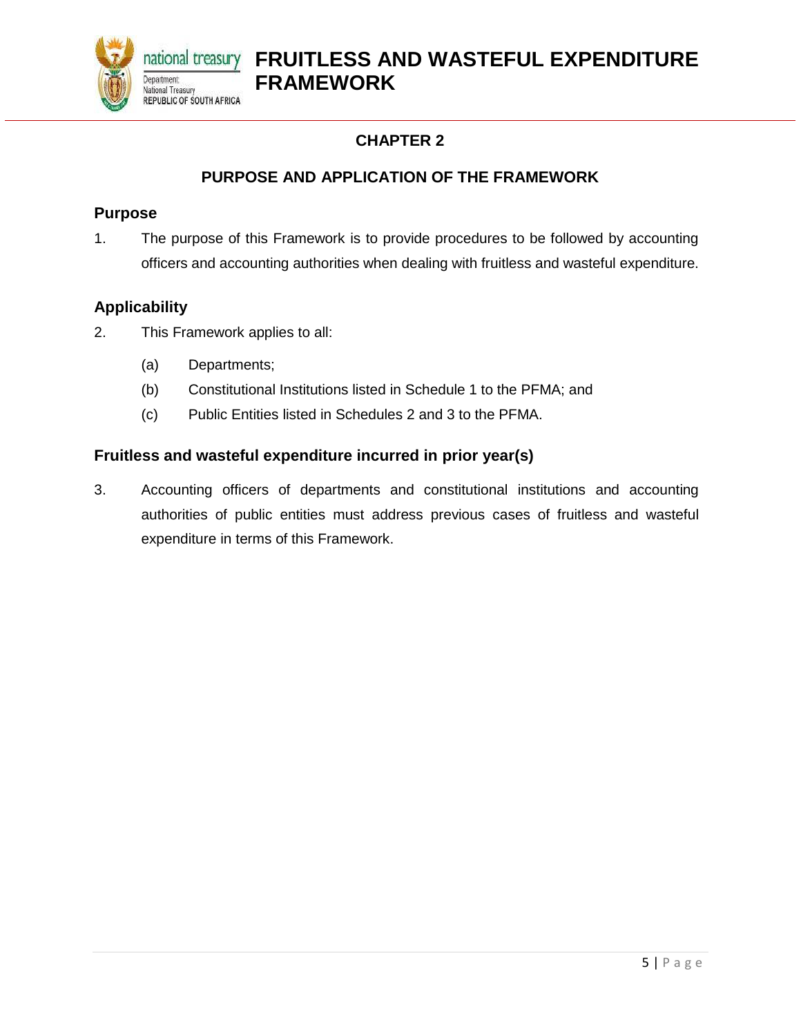# CHAPTER 2

## PURPOSE AND APPLICATION OF THE FRAMEWORK

### Purpose

1. The purpose of this Framework is to provide procedures to be followed by accounting officers and accounting authorities when dealing with fruitless and wasteful expenditure.

### Applicability

2. This Framework applies to all:

   (a) Departments;

   (b) Constitutional Institutions listed in Schedule 1 to the PFMA; and

   (c) Public Entities listed in Schedules 2 and 3 to the PFMA.

### Fruitless and wasteful expenditure incurred in prior year(s)

3. Accounting officers of departments and constitutional institutions and accounting authorities of public entities must address previous cases of fruitless and wasteful expenditure in terms of this Framework.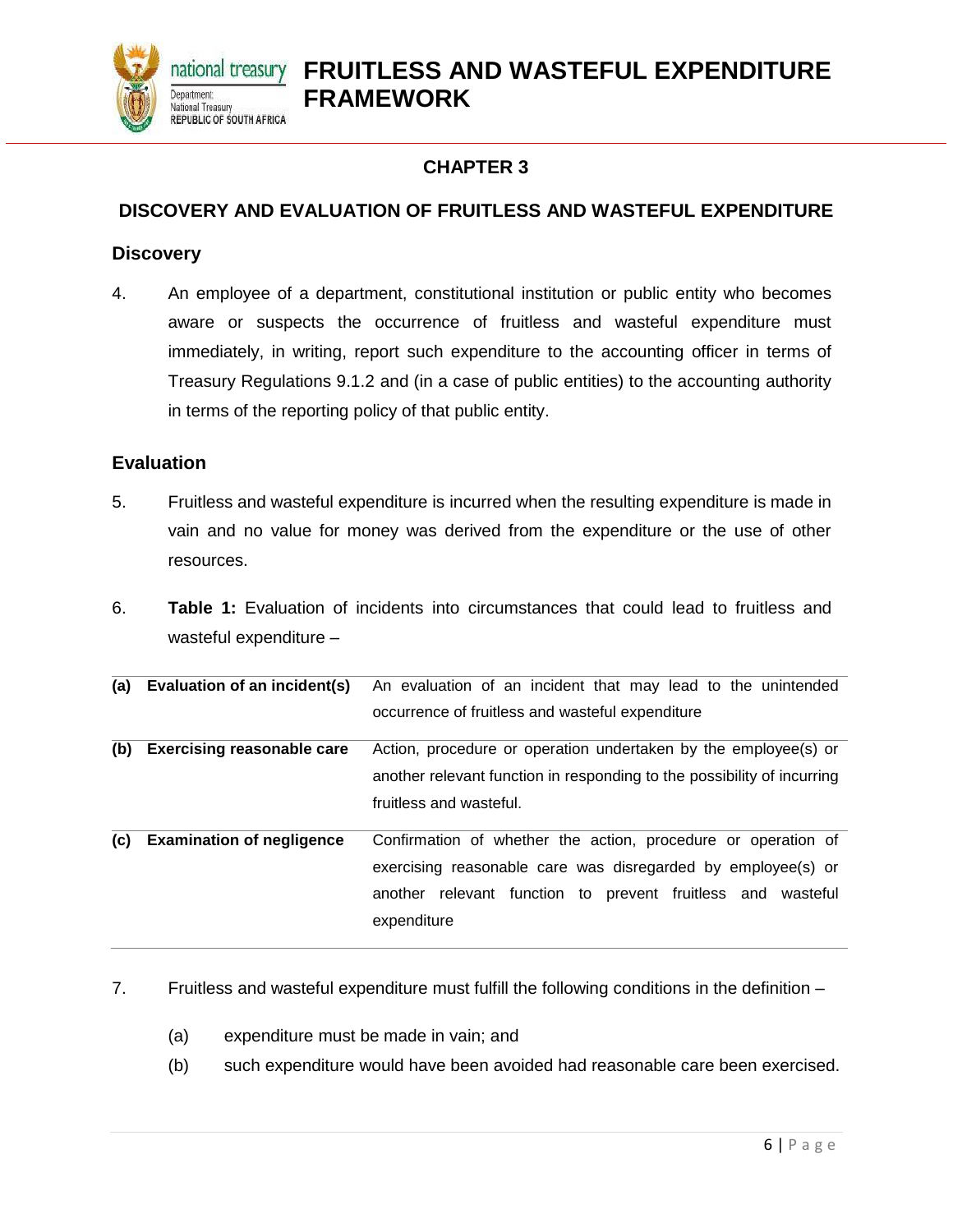## CHAPTER 3

## DISCOVERY AND EVALUATION OF FRUITLESS AND WASTEFUL EXPENDITURE

### Discovery

4. An employee of a department, constitutional institution or public entity who becomes aware or suspects the occurrence of fruitless and wasteful expenditure must immediately, in writing, report such expenditure to the accounting officer in terms of Treasury Regulations 9.1.2 and (in a case of public entities) to the accounting authority in terms of the reporting policy of that public entity.

### Evaluation

5. Fruitless and wasteful expenditure is incurred when the resulting expenditure is made in vain and no value for money was derived from the expenditure or the use of other resources.

6. **Table 1:** Evaluation of incidents into circumstances that could lead to fruitless and wasteful expenditure –

| | | |
|---|---|---|
| **(a)** | **Evaluation of an incident(s)** | An evaluation of an incident that may lead to the unintended occurrence of fruitless and wasteful expenditure |
| **(b)** | **Exercising reasonable care** | Action, procedure or operation undertaken by the employee(s) or another relevant function in responding to the possibility of incurring fruitless and wasteful. |
| **(c)** | **Examination of negligence** | Confirmation of whether the action, procedure or operation of exercising reasonable care was disregarded by employee(s) or another relevant function to prevent fruitless and wasteful expenditure |

7. Fruitless and wasteful expenditure must fulfill the following conditions in the definition –

   (a) expenditure must be made in vain; and

   (b) such expenditure would have been avoided had reasonable care been exercised.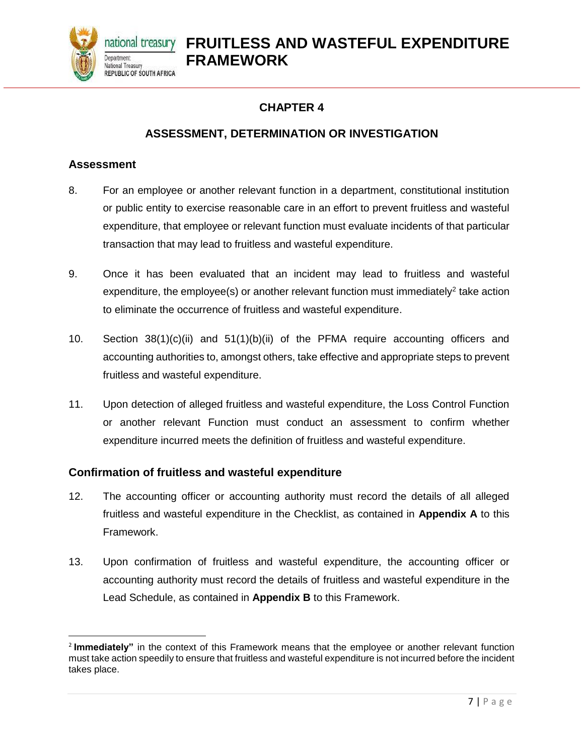## CHAPTER 4

## ASSESSMENT, DETERMINATION OR INVESTIGATION

### Assessment

8. For an employee or another relevant function in a department, constitutional institution or public entity to exercise reasonable care in an effort to prevent fruitless and wasteful expenditure, that employee or relevant function must evaluate incidents of that particular transaction that may lead to fruitless and wasteful expenditure.

9. Once it has been evaluated that an incident may lead to fruitless and wasteful expenditure, the employee(s) or another relevant function must immediately[2] take action to eliminate the occurrence of fruitless and wasteful expenditure.

10. Section 38(1)(c)(ii) and 51(1)(b)(ii) of the PFMA require accounting officers and accounting authorities to, amongst others, take effective and appropriate steps to prevent fruitless and wasteful expenditure.

11. Upon detection of alleged fruitless and wasteful expenditure, the Loss Control Function or another relevant Function must conduct an assessment to confirm whether expenditure incurred meets the definition of fruitless and wasteful expenditure.

### Confirmation of fruitless and wasteful expenditure

12. The accounting officer or accounting authority must record the details of all alleged fruitless and wasteful expenditure in the Checklist, as contained in **Appendix A** to this Framework.

13. Upon confirmation of fruitless and wasteful expenditure, the accounting officer or accounting authority must record the details of fruitless and wasteful expenditure in the Lead Schedule, as contained in **Appendix B** to this Framework.

---

[2] **Immediately"** in the context of this Framework means that the employee or another relevant function must take action speedily to ensure that fruitless and wasteful expenditure is not incurred before the incident takes place.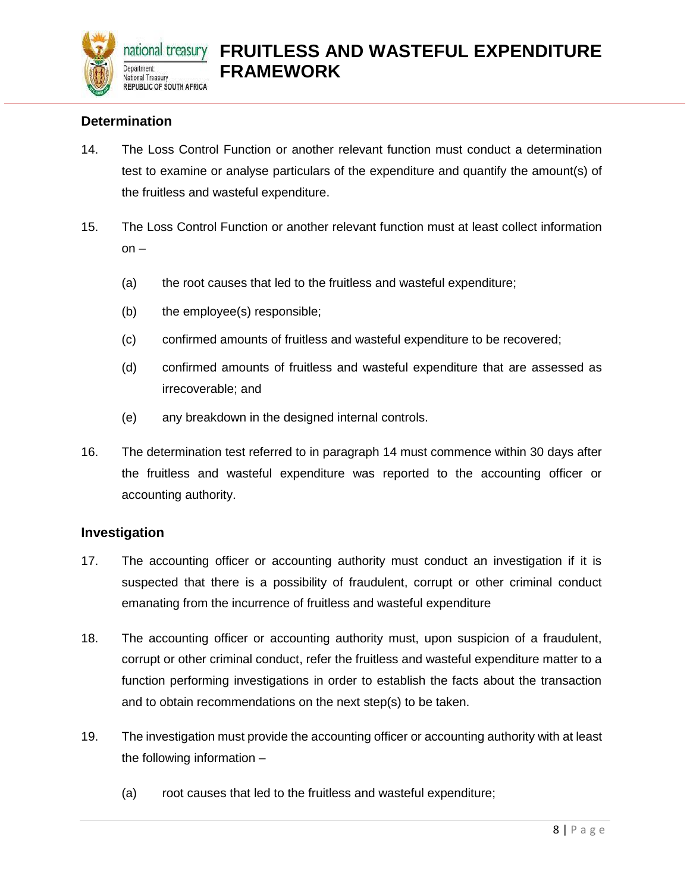## Determination

14. The Loss Control Function or another relevant function must conduct a determination test to examine or analyse particulars of the expenditure and quantify the amount(s) of the fruitless and wasteful expenditure.

15. The Loss Control Function or another relevant function must at least collect information on –

    (a) the root causes that led to the fruitless and wasteful expenditure;

    (b) the employee(s) responsible;

    (c) confirmed amounts of fruitless and wasteful expenditure to be recovered;

    (d) confirmed amounts of fruitless and wasteful expenditure that are assessed as irrecoverable; and

    (e) any breakdown in the designed internal controls.

16. The determination test referred to in paragraph 14 must commence within 30 days after the fruitless and wasteful expenditure was reported to the accounting officer or accounting authority.

## Investigation

17. The accounting officer or accounting authority must conduct an investigation if it is suspected that there is a possibility of fraudulent, corrupt or other criminal conduct emanating from the incurrence of fruitless and wasteful expenditure

18. The accounting officer or accounting authority must, upon suspicion of a fraudulent, corrupt or other criminal conduct, refer the fruitless and wasteful expenditure matter to a function performing investigations in order to establish the facts about the transaction and to obtain recommendations on the next step(s) to be taken.

19. The investigation must provide the accounting officer or accounting authority with at least the following information –

    (a) root causes that led to the fruitless and wasteful expenditure;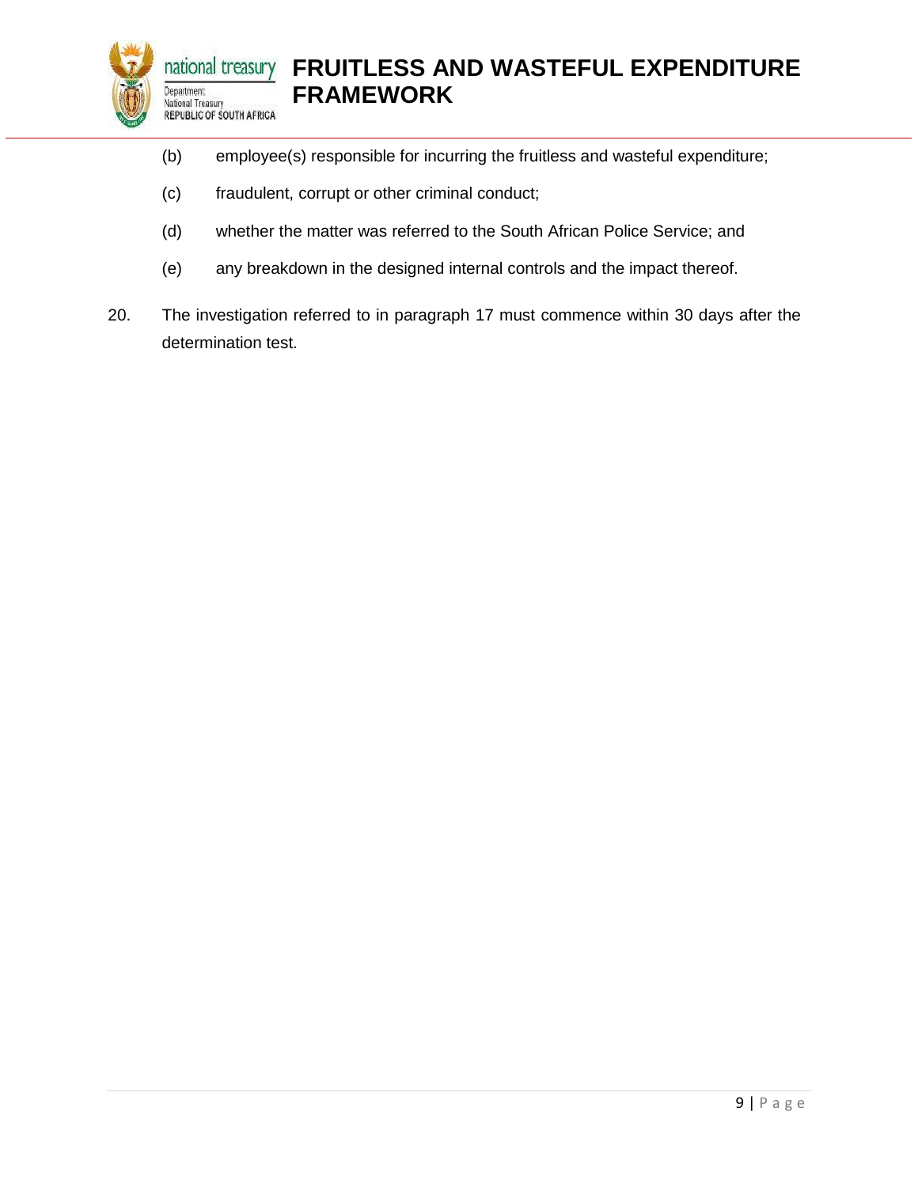(b) employee(s) responsible for incurring the fruitless and wasteful expenditure;

(c) fraudulent, corrupt or other criminal conduct;

(d) whether the matter was referred to the South African Police Service; and

(e) any breakdown in the designed internal controls and the impact thereof.

20. The investigation referred to in paragraph 17 must commence within 30 days after the determination test.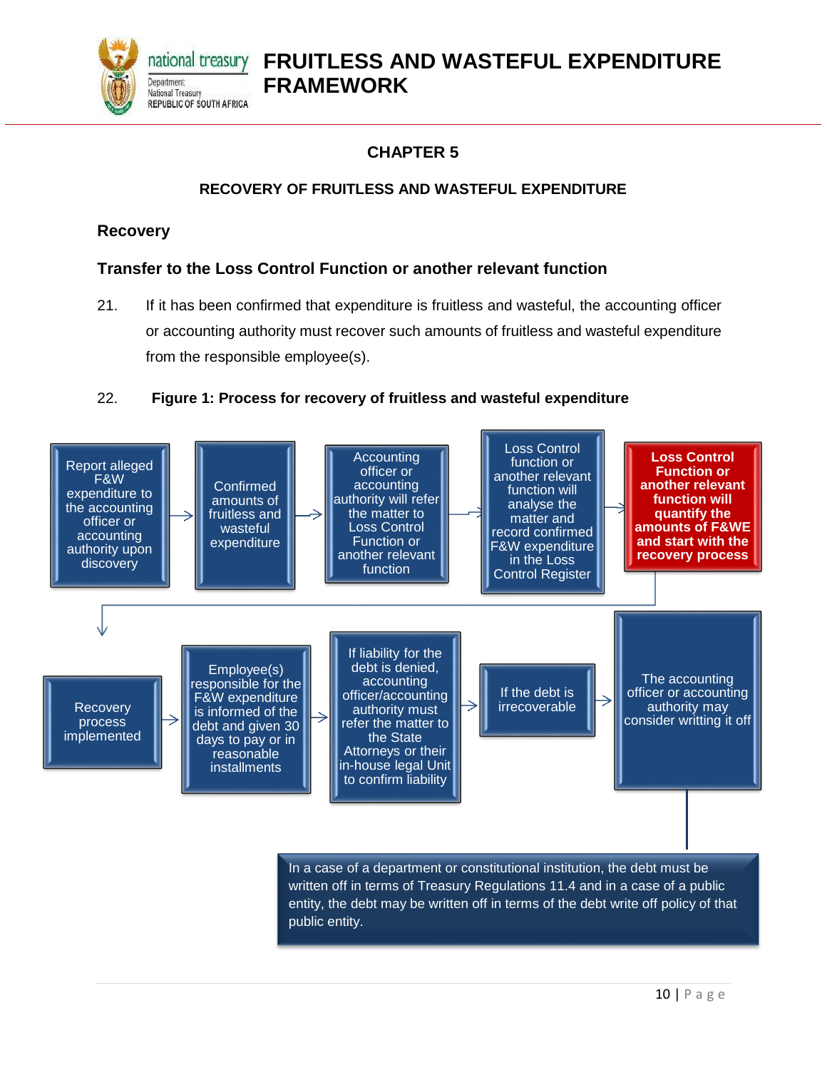## CHAPTER 5

### RECOVERY OF FRUITLESS AND WASTEFUL EXPENDITURE

**Recovery**

**Transfer to the Loss Control Function or another relevant function**

21. If it has been confirmed that expenditure is fruitless and wasteful, the accounting officer or accounting authority must recover such amounts of fruitless and wasteful expenditure from the responsible employee(s).

22. **Figure 1: Process for recovery of fruitless and wasteful expenditure**

Report alleged F&W expenditure to the accounting officer or accounting authority upon discovery → Confirmed amounts of fruitless and wasteful expenditure → Accounting officer or accounting authority will refer the matter to Loss Control Function or another relevant function → Loss Control function or another relevant function will analyse the matter and record confirmed F&W expenditure in the Loss Control Register → **Loss Control Function or another relevant function will quantify the amounts of F&WE and start with the recovery process**

→ Recovery process implemented → Employee(s) responsible for the F&W expenditure is informed of the debt and given 30 days to pay or in reasonable installments → If liability for the debt is denied, accounting officer/accounting authority must refer the matter to the State Attorneys or their in-house legal Unit to confirm liability → If the debt is irrecoverable → The accounting officer or accounting authority may consider writting it off

In a case of a department or constitutional institution, the debt must be written off in terms of Treasury Regulations 11.4 and in a case of a public entity, the debt may be written off in terms of the debt write off policy of that public entity.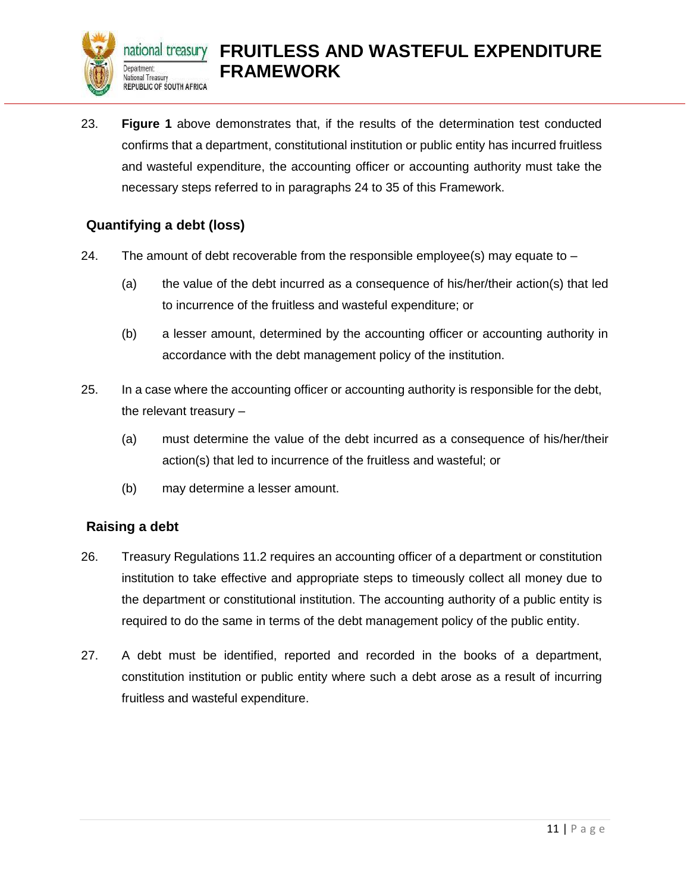23. **Figure 1** above demonstrates that, if the results of the determination test conducted confirms that a department, constitutional institution or public entity has incurred fruitless and wasteful expenditure, the accounting officer or accounting authority must take the necessary steps referred to in paragraphs 24 to 35 of this Framework.

### Quantifying a debt (loss)

24. The amount of debt recoverable from the responsible employee(s) may equate to –

    (a) the value of the debt incurred as a consequence of his/her/their action(s) that led to incurrence of the fruitless and wasteful expenditure; or

    (b) a lesser amount, determined by the accounting officer or accounting authority in accordance with the debt management policy of the institution.

25. In a case where the accounting officer or accounting authority is responsible for the debt, the relevant treasury –

    (a) must determine the value of the debt incurred as a consequence of his/her/their action(s) that led to incurrence of the fruitless and wasteful; or

    (b) may determine a lesser amount.

### Raising a debt

26. Treasury Regulations 11.2 requires an accounting officer of a department or constitution institution to take effective and appropriate steps to timeously collect all money due to the department or constitutional institution. The accounting authority of a public entity is required to do the same in terms of the debt management policy of the public entity.

27. A debt must be identified, reported and recorded in the books of a department, constitution institution or public entity where such a debt arose as a result of incurring fruitless and wasteful expenditure.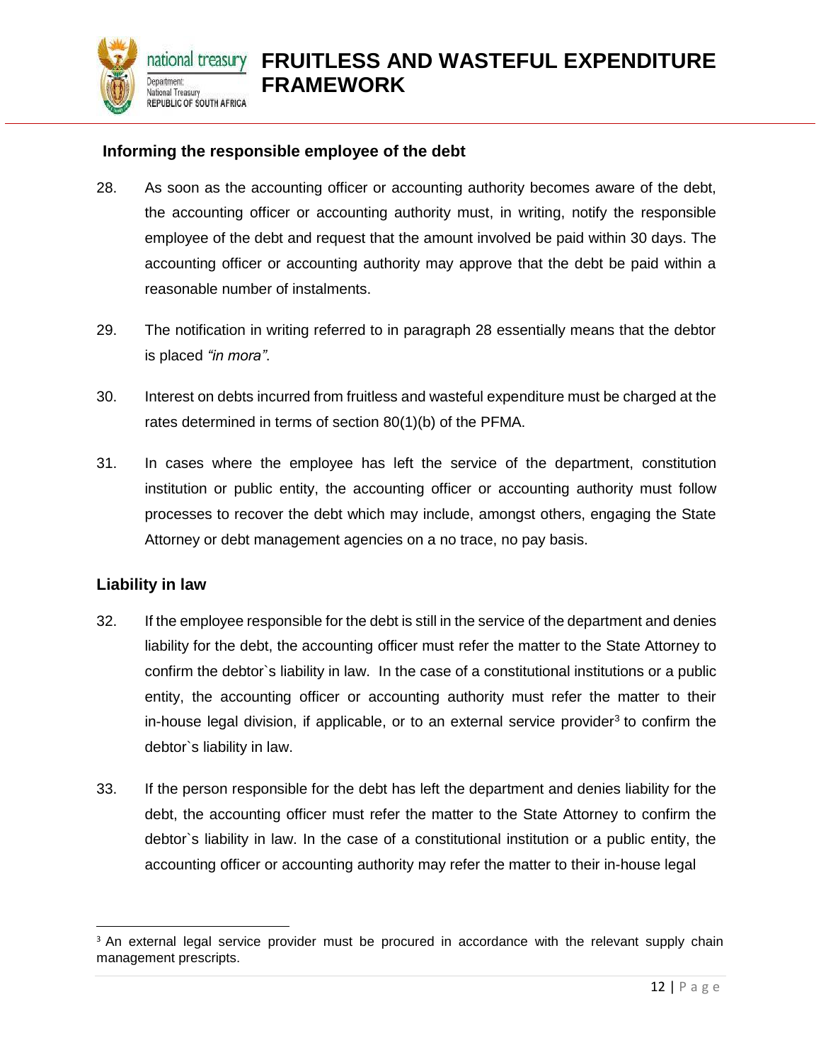### Informing the responsible employee of the debt

28. As soon as the accounting officer or accounting authority becomes aware of the debt, the accounting officer or accounting authority must, in writing, notify the responsible employee of the debt and request that the amount involved be paid within 30 days. The accounting officer or accounting authority may approve that the debt be paid within a reasonable number of instalments.

29. The notification in writing referred to in paragraph 28 essentially means that the debtor is placed *"in mora"*.

30. Interest on debts incurred from fruitless and wasteful expenditure must be charged at the rates determined in terms of section 80(1)(b) of the PFMA.

31. In cases where the employee has left the service of the department, constitution institution or public entity, the accounting officer or accounting authority must follow processes to recover the debt which may include, amongst others, engaging the State Attorney or debt management agencies on a no trace, no pay basis.

### Liability in law

32. If the employee responsible for the debt is still in the service of the department and denies liability for the debt, the accounting officer must refer the matter to the State Attorney to confirm the debtor`s liability in law. In the case of a constitutional institutions or a public entity, the accounting officer or accounting authority must refer the matter to their in-house legal division, if applicable, or to an external service provider[3] to confirm the debtor`s liability in law.

33. If the person responsible for the debt has left the department and denies liability for the debt, the accounting officer must refer the matter to the State Attorney to confirm the debtor`s liability in law. In the case of a constitutional institution or a public entity, the accounting officer or accounting authority may refer the matter to their in-house legal

---

[3] An external legal service provider must be procured in accordance with the relevant supply chain management prescripts.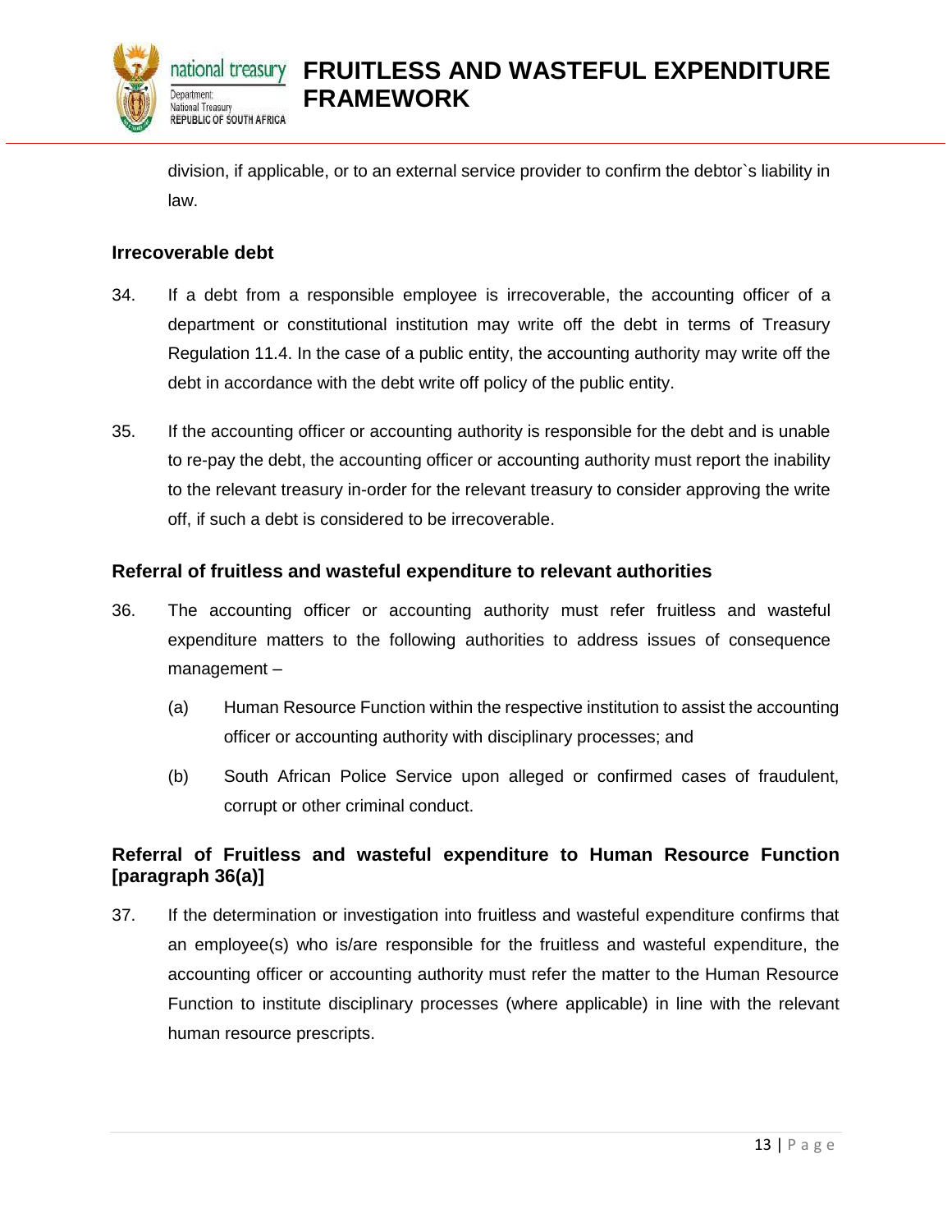division, if applicable, or to an external service provider to confirm the debtor`s liability in law.

### Irrecoverable debt

34. If a debt from a responsible employee is irrecoverable, the accounting officer of a department or constitutional institution may write off the debt in terms of Treasury Regulation 11.4. In the case of a public entity, the accounting authority may write off the debt in accordance with the debt write off policy of the public entity.

35. If the accounting officer or accounting authority is responsible for the debt and is unable to re-pay the debt, the accounting officer or accounting authority must report the inability to the relevant treasury in-order for the relevant treasury to consider approving the write off, if such a debt is considered to be irrecoverable.

### Referral of fruitless and wasteful expenditure to relevant authorities

36. The accounting officer or accounting authority must refer fruitless and wasteful expenditure matters to the following authorities to address issues of consequence management –

    (a) Human Resource Function within the respective institution to assist the accounting officer or accounting authority with disciplinary processes; and

    (b) South African Police Service upon alleged or confirmed cases of fraudulent, corrupt or other criminal conduct.

### Referral of Fruitless and wasteful expenditure to Human Resource Function [paragraph 36(a)]

37. If the determination or investigation into fruitless and wasteful expenditure confirms that an employee(s) who is/are responsible for the fruitless and wasteful expenditure, the accounting officer or accounting authority must refer the matter to the Human Resource Function to institute disciplinary processes (where applicable) in line with the relevant human resource prescripts.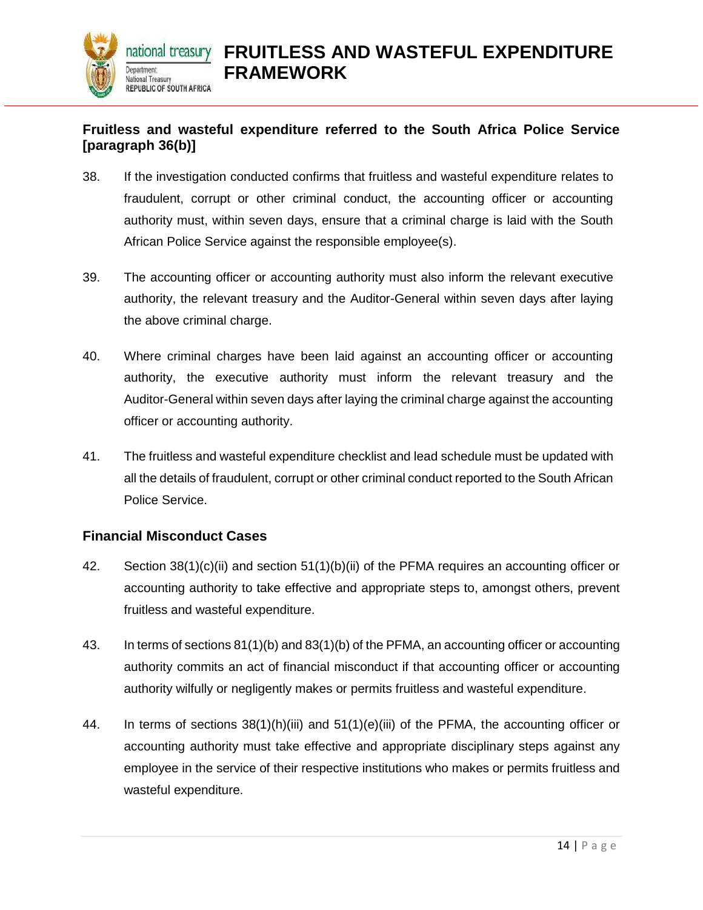### Fruitless and wasteful expenditure referred to the South Africa Police Service [paragraph 36(b)]

38. If the investigation conducted confirms that fruitless and wasteful expenditure relates to fraudulent, corrupt or other criminal conduct, the accounting officer or accounting authority must, within seven days, ensure that a criminal charge is laid with the South African Police Service against the responsible employee(s).

39. The accounting officer or accounting authority must also inform the relevant executive authority, the relevant treasury and the Auditor-General within seven days after laying the above criminal charge.

40. Where criminal charges have been laid against an accounting officer or accounting authority, the executive authority must inform the relevant treasury and the Auditor-General within seven days after laying the criminal charge against the accounting officer or accounting authority.

41. The fruitless and wasteful expenditure checklist and lead schedule must be updated with all the details of fraudulent, corrupt or other criminal conduct reported to the South African Police Service.

### Financial Misconduct Cases

42. Section 38(1)(c)(ii) and section 51(1)(b)(ii) of the PFMA requires an accounting officer or accounting authority to take effective and appropriate steps to, amongst others, prevent fruitless and wasteful expenditure.

43. In terms of sections 81(1)(b) and 83(1)(b) of the PFMA, an accounting officer or accounting authority commits an act of financial misconduct if that accounting officer or accounting authority wilfully or negligently makes or permits fruitless and wasteful expenditure.

44. In terms of sections 38(1)(h)(iii) and 51(1)(e)(iii) of the PFMA, the accounting officer or accounting authority must take effective and appropriate disciplinary steps against any employee in the service of their respective institutions who makes or permits fruitless and wasteful expenditure.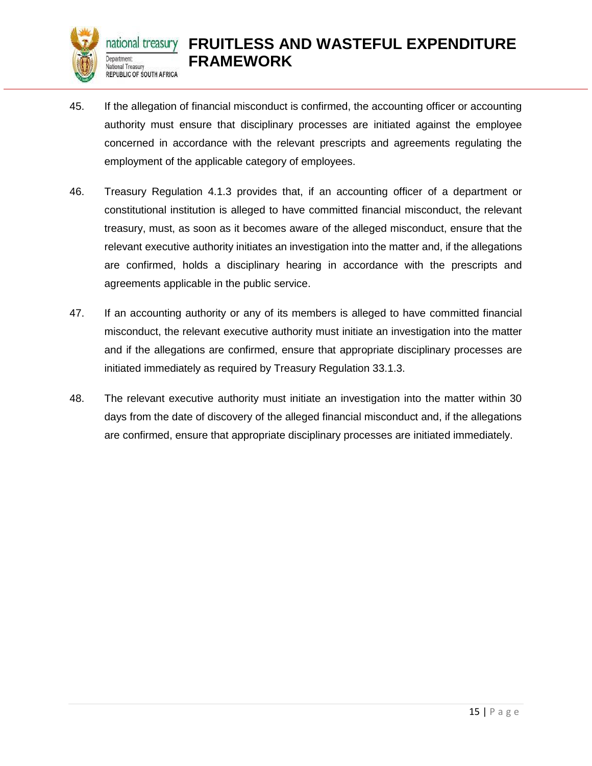45. If the allegation of financial misconduct is confirmed, the accounting officer or accounting authority must ensure that disciplinary processes are initiated against the employee concerned in accordance with the relevant prescripts and agreements regulating the employment of the applicable category of employees.

46. Treasury Regulation 4.1.3 provides that, if an accounting officer of a department or constitutional institution is alleged to have committed financial misconduct, the relevant treasury, must, as soon as it becomes aware of the alleged misconduct, ensure that the relevant executive authority initiates an investigation into the matter and, if the allegations are confirmed, holds a disciplinary hearing in accordance with the prescripts and agreements applicable in the public service.

47. If an accounting authority or any of its members is alleged to have committed financial misconduct, the relevant executive authority must initiate an investigation into the matter and if the allegations are confirmed, ensure that appropriate disciplinary processes are initiated immediately as required by Treasury Regulation 33.1.3.

48. The relevant executive authority must initiate an investigation into the matter within 30 days from the date of discovery of the alleged financial misconduct and, if the allegations are confirmed, ensure that appropriate disciplinary processes are initiated immediately.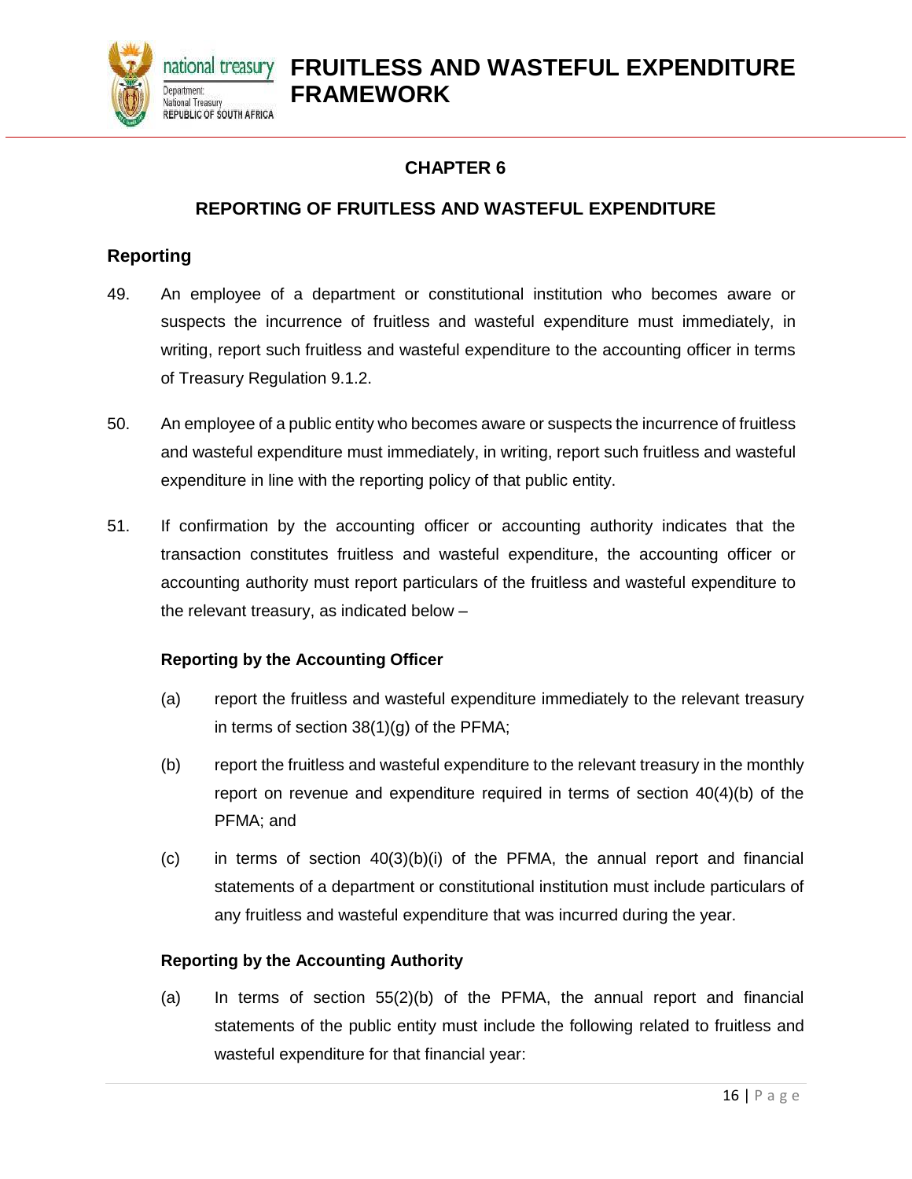# CHAPTER 6

## REPORTING OF FRUITLESS AND WASTEFUL EXPENDITURE

### Reporting

49. An employee of a department or constitutional institution who becomes aware or suspects the incurrence of fruitless and wasteful expenditure must immediately, in writing, report such fruitless and wasteful expenditure to the accounting officer in terms of Treasury Regulation 9.1.2.

50. An employee of a public entity who becomes aware or suspects the incurrence of fruitless and wasteful expenditure must immediately, in writing, report such fruitless and wasteful expenditure in line with the reporting policy of that public entity.

51. If confirmation by the accounting officer or accounting authority indicates that the transaction constitutes fruitless and wasteful expenditure, the accounting officer or accounting authority must report particulars of the fruitless and wasteful expenditure to the relevant treasury, as indicated below –

**Reporting by the Accounting Officer**

(a) report the fruitless and wasteful expenditure immediately to the relevant treasury in terms of section 38(1)(g) of the PFMA;

(b) report the fruitless and wasteful expenditure to the relevant treasury in the monthly report on revenue and expenditure required in terms of section 40(4)(b) of the PFMA; and

(c) in terms of section 40(3)(b)(i) of the PFMA, the annual report and financial statements of a department or constitutional institution must include particulars of any fruitless and wasteful expenditure that was incurred during the year.

**Reporting by the Accounting Authority**

(a) In terms of section 55(2)(b) of the PFMA, the annual report and financial statements of the public entity must include the following related to fruitless and wasteful expenditure for that financial year: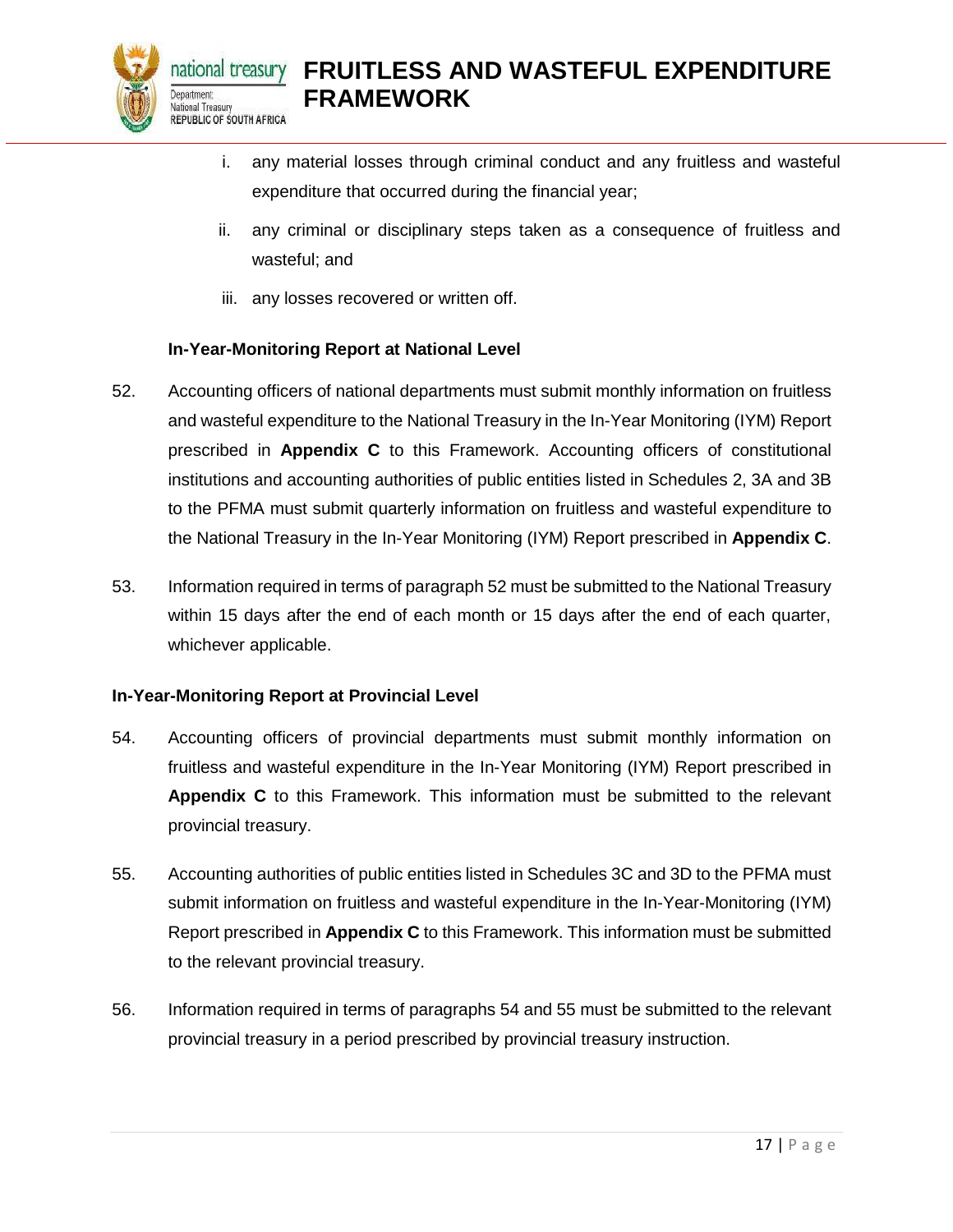i. any material losses through criminal conduct and any fruitless and wasteful expenditure that occurred during the financial year;

ii. any criminal or disciplinary steps taken as a consequence of fruitless and wasteful; and

iii. any losses recovered or written off.

**In-Year-Monitoring Report at National Level**

52. Accounting officers of national departments must submit monthly information on fruitless and wasteful expenditure to the National Treasury in the In-Year Monitoring (IYM) Report prescribed in **Appendix C** to this Framework. Accounting officers of constitutional institutions and accounting authorities of public entities listed in Schedules 2, 3A and 3B to the PFMA must submit quarterly information on fruitless and wasteful expenditure to the National Treasury in the In-Year Monitoring (IYM) Report prescribed in **Appendix C**.

53. Information required in terms of paragraph 52 must be submitted to the National Treasury within 15 days after the end of each month or 15 days after the end of each quarter, whichever applicable.

**In-Year-Monitoring Report at Provincial Level**

54. Accounting officers of provincial departments must submit monthly information on fruitless and wasteful expenditure in the In-Year Monitoring (IYM) Report prescribed in **Appendix C** to this Framework. This information must be submitted to the relevant provincial treasury.

55. Accounting authorities of public entities listed in Schedules 3C and 3D to the PFMA must submit information on fruitless and wasteful expenditure in the In-Year-Monitoring (IYM) Report prescribed in **Appendix C** to this Framework. This information must be submitted to the relevant provincial treasury.

56. Information required in terms of paragraphs 54 and 55 must be submitted to the relevant provincial treasury in a period prescribed by provincial treasury instruction.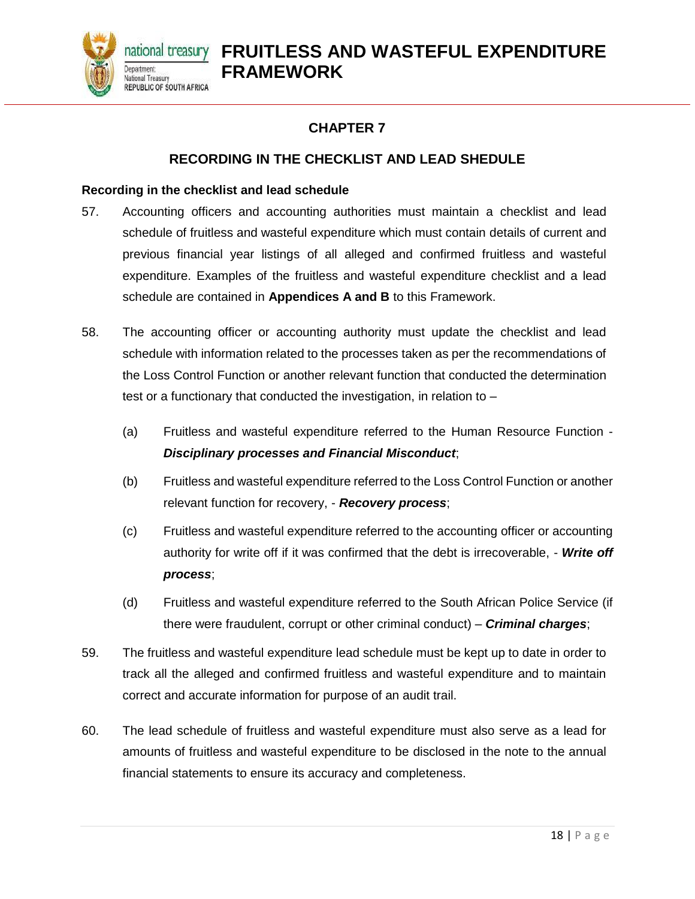## CHAPTER 7

## RECORDING IN THE CHECKLIST AND LEAD SHEDULE

**Recording in the checklist and lead schedule**

57. Accounting officers and accounting authorities must maintain a checklist and lead schedule of fruitless and wasteful expenditure which must contain details of current and previous financial year listings of all alleged and confirmed fruitless and wasteful expenditure. Examples of the fruitless and wasteful expenditure checklist and a lead schedule are contained in **Appendices A and B** to this Framework.

58. The accounting officer or accounting authority must update the checklist and lead schedule with information related to the processes taken as per the recommendations of the Loss Control Function or another relevant function that conducted the determination test or a functionary that conducted the investigation, in relation to –

    (a) Fruitless and wasteful expenditure referred to the Human Resource Function - ***Disciplinary processes and Financial Misconduct***;

    (b) Fruitless and wasteful expenditure referred to the Loss Control Function or another relevant function for recovery, - ***Recovery process***;

    (c) Fruitless and wasteful expenditure referred to the accounting officer or accounting authority for write off if it was confirmed that the debt is irrecoverable, - ***Write off process***;

    (d) Fruitless and wasteful expenditure referred to the South African Police Service (if there were fraudulent, corrupt or other criminal conduct) – ***Criminal charges***;

59. The fruitless and wasteful expenditure lead schedule must be kept up to date in order to track all the alleged and confirmed fruitless and wasteful expenditure and to maintain correct and accurate information for purpose of an audit trail.

60. The lead schedule of fruitless and wasteful expenditure must also serve as a lead for amounts of fruitless and wasteful expenditure to be disclosed in the note to the annual financial statements to ensure its accuracy and completeness.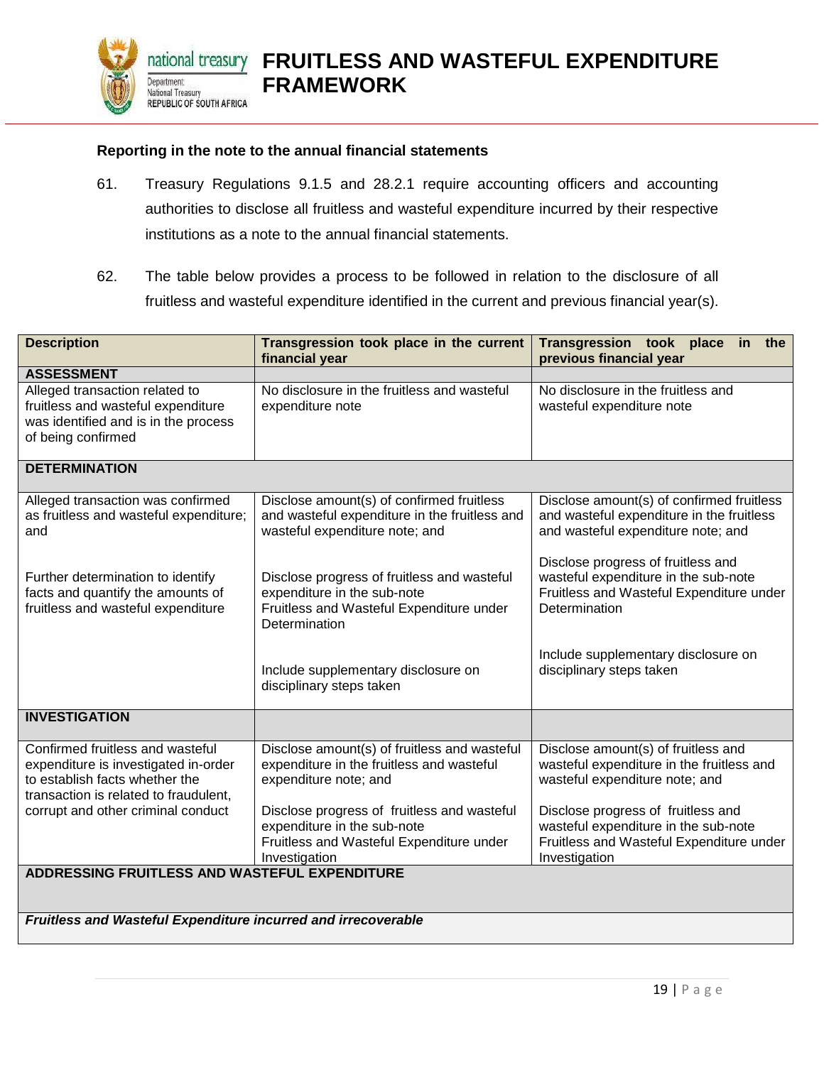### Reporting in the note to the annual financial statements

61. Treasury Regulations 9.1.5 and 28.2.1 require accounting officers and accounting authorities to disclose all fruitless and wasteful expenditure incurred by their respective institutions as a note to the annual financial statements.

62. The table below provides a process to be followed in relation to the disclosure of all fruitless and wasteful expenditure identified in the current and previous financial year(s).

| Description | Transgression took place in the current financial year | Transgression took place in the previous financial year |
|---|---|---|
| **ASSESSMENT** | | |
| Alleged transaction related to fruitless and wasteful expenditure was identified and is in the process of being confirmed | No disclosure in the fruitless and wasteful expenditure note | No disclosure in the fruitless and wasteful expenditure note |
| **DETERMINATION** | | |
| Alleged transaction was confirmed as fruitless and wasteful expenditure; and<br><br>Further determination to identify facts and quantify the amounts of fruitless and wasteful expenditure | Disclose amount(s) of confirmed fruitless and wasteful expenditure in the fruitless and wasteful expenditure note; and<br><br>Disclose progress of fruitless and wasteful expenditure in the sub-note Fruitless and Wasteful Expenditure under Determination<br><br>Include supplementary disclosure on disciplinary steps taken | Disclose amount(s) of confirmed fruitless and wasteful expenditure in the fruitless and wasteful expenditure note; and<br><br>Disclose progress of fruitless and wasteful expenditure in the sub-note Fruitless and Wasteful Expenditure under Determination<br><br>Include supplementary disclosure on disciplinary steps taken |
| **INVESTIGATION** | | |
| Confirmed fruitless and wasteful expenditure is investigated in-order to establish facts whether the transaction is related to fraudulent, corrupt and other criminal conduct | Disclose amount(s) of fruitless and wasteful expenditure in the fruitless and wasteful expenditure note; and<br><br>Disclose progress of fruitless and wasteful expenditure in the sub-note Fruitless and Wasteful Expenditure under Investigation | Disclose amount(s) of fruitless and wasteful expenditure in the fruitless and wasteful expenditure note; and<br><br>Disclose progress of fruitless and wasteful expenditure in the sub-note Fruitless and Wasteful Expenditure under Investigation |
| **ADDRESSING FRUITLESS AND WASTEFUL EXPENDITURE** | | |
| ***Fruitless and Wasteful Expenditure incurred and irrecoverable*** | | |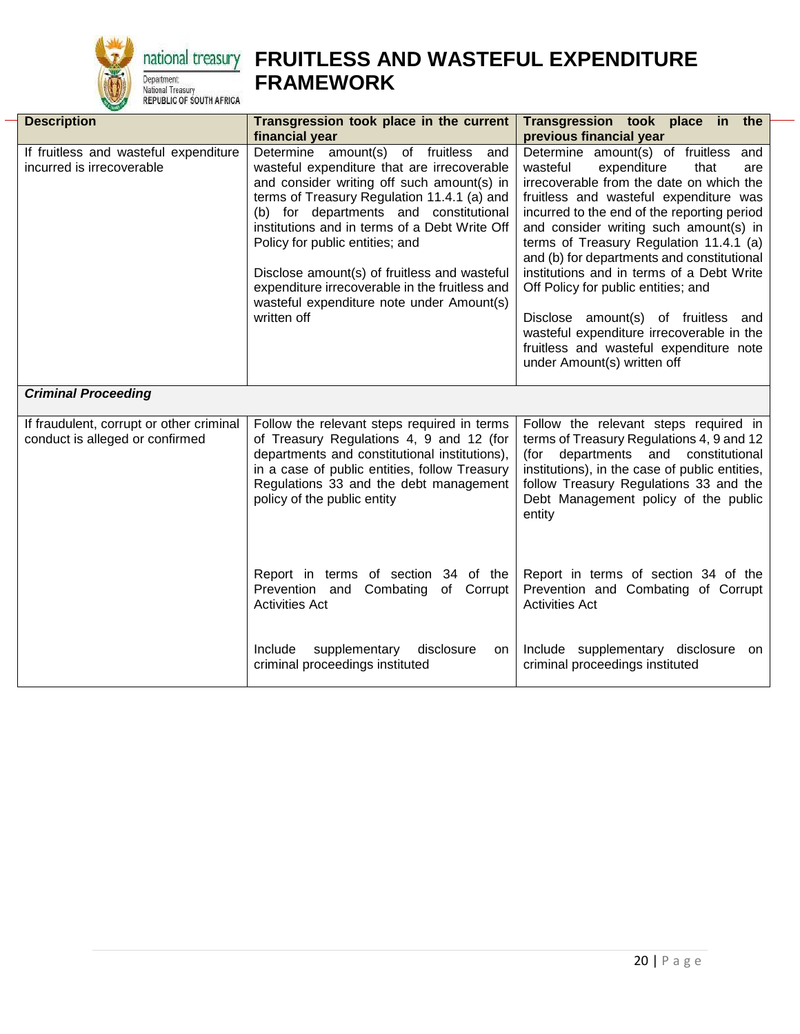| Description | Transgression took place in the current financial year | Transgression took place in the previous financial year |
|---|---|---|
| If fruitless and wasteful expenditure incurred is irrecoverable | Determine amount(s) of fruitless and wasteful expenditure that are irrecoverable and consider writing off such amount(s) in terms of Treasury Regulation 11.4.1 (a) and (b) for departments and constitutional institutions and in terms of a Debt Write Off Policy for public entities; and<br><br>Disclose amount(s) of fruitless and wasteful expenditure irrecoverable in the fruitless and wasteful expenditure note under Amount(s) written off | Determine amount(s) of fruitless and wasteful expenditure that are irrecoverable from the date on which the fruitless and wasteful expenditure was incurred to the end of the reporting period and consider writing such amount(s) in terms of Treasury Regulation 11.4.1 (a) and (b) for departments and constitutional institutions and in terms of a Debt Write Off Policy for public entities; and<br><br>Disclose amount(s) of fruitless and wasteful expenditure irrecoverable in the fruitless and wasteful expenditure note under Amount(s) written off |
| ***Criminal Proceeding*** | | |
| If fraudulent, corrupt or other criminal conduct is alleged or confirmed | Follow the relevant steps required in terms of Treasury Regulations 4, 9 and 12 (for departments and constitutional institutions), in a case of public entities, follow Treasury Regulations 33 and the debt management policy of the public entity<br><br>Report in terms of section 34 of the Prevention and Combating of Corrupt Activities Act<br><br>Include supplementary disclosure on criminal proceedings instituted | Follow the relevant steps required in terms of Treasury Regulations 4, 9 and 12 (for departments and constitutional institutions), in the case of public entities, follow Treasury Regulations 33 and the Debt Management policy of the public entity<br><br>Report in terms of section 34 of the Prevention and Combating of Corrupt Activities Act<br><br>Include supplementary disclosure on criminal proceedings instituted |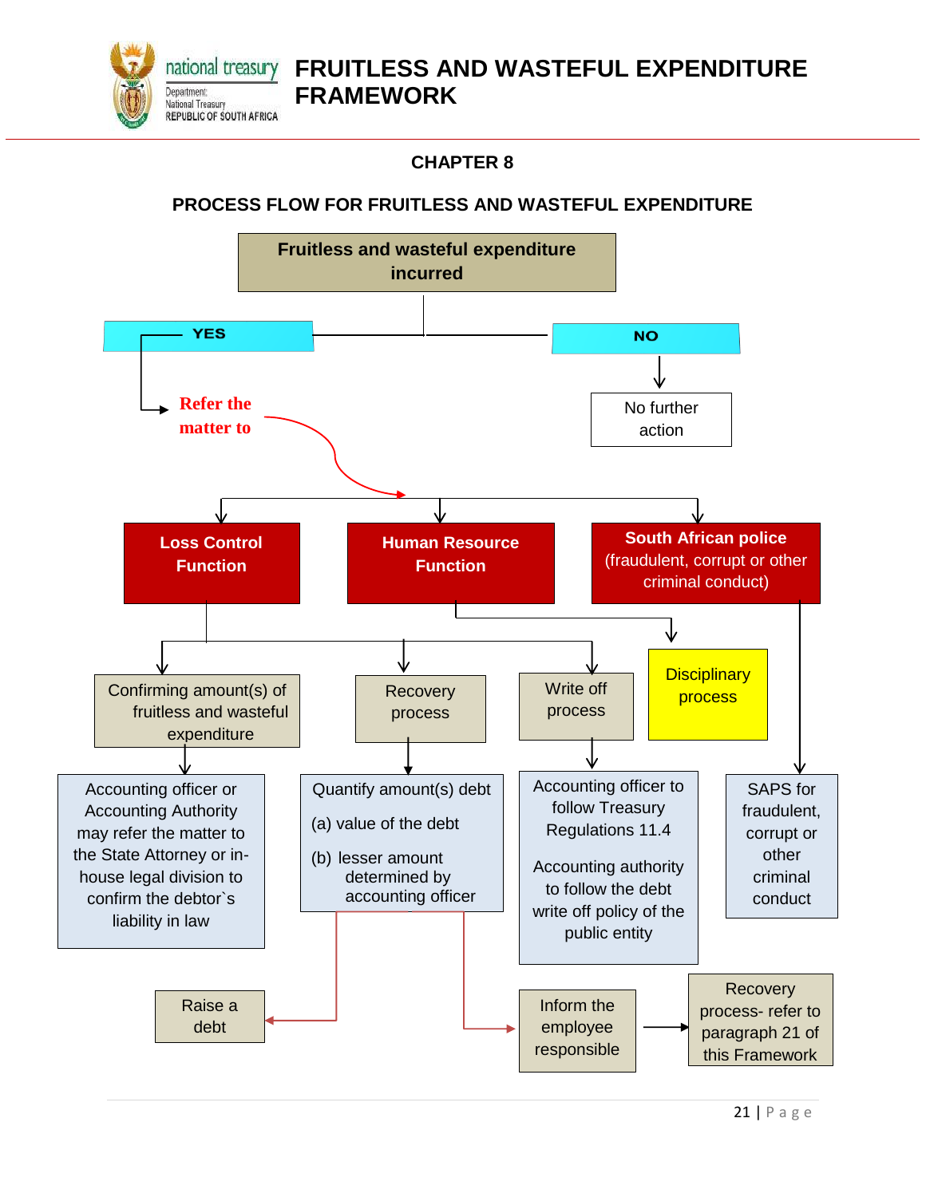## CHAPTER 8

## PROCESS FLOW FOR FRUITLESS AND WASTEFUL EXPENDITURE

**Fruitless and wasteful expenditure incurred**

**YES**

Refer the matter to

**NO**

No further action

**Loss Control Function**

**Human Resource Function**

**South African police** (fraudulent, corrupt or other criminal conduct)

Confirming amount(s) of fruitless and wasteful expenditure

Recovery process

Write off process

Disciplinary process

Accounting officer or Accounting Authority may refer the matter to the State Attorney or in-house legal division to confirm the debtor`s liability in law

Quantify amount(s) debt

(a) value of the debt

(b) lesser amount determined by accounting officer

Accounting officer to follow Treasury Regulations 11.4

Accounting authority to follow the debt write off policy of the public entity

SAPS for fraudulent, corrupt or other criminal conduct

Raise a debt

Inform the employee responsible

Recovery process- refer to paragraph 21 of this Framework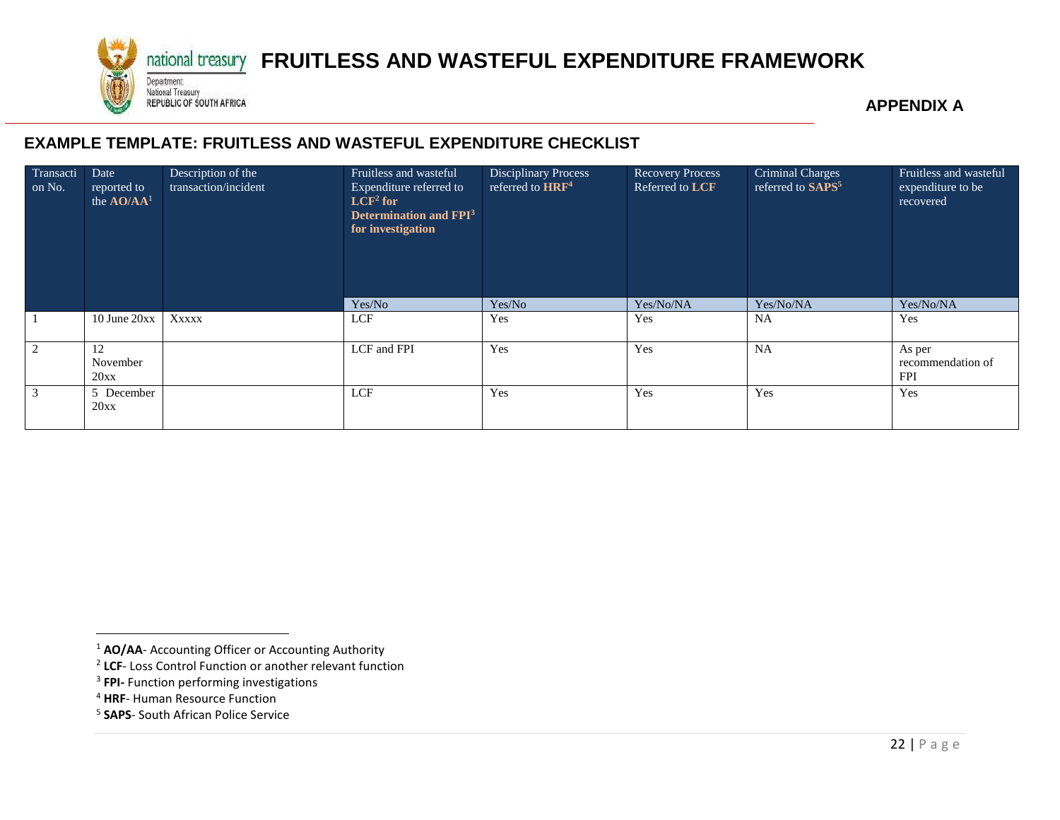APPENDIX A

## EXAMPLE TEMPLATE: FRUITLESS AND WASTEFUL EXPENDITURE CHECKLIST

| Transaction No. | Date reported to the **AO/AA**[1] | Description of the transaction/incident | Fruitless and wasteful Expenditure referred to **LCF**[2] **for Determination and FPI**[3] **for investigation** | Disciplinary Process referred to **HRF**[4] | Recovery Process Referred to **LCF** | Criminal Charges referred to **SAPS**[5] | Fruitless and wasteful expenditure to be recovered |
|---|---|---|---|---|---|---|---|
| | | | Yes/No | Yes/No | Yes/No/NA | Yes/No/NA | Yes/No/NA |
| 1 | 10 June 20xx | Xxxxx | LCF | Yes | Yes | NA | Yes |
| 2 | 12 November 20xx | | LCF and FPI | Yes | Yes | NA | As per recommendation of FPI |
| 3 | 5 December 20xx | | LCF | Yes | Yes | Yes | Yes |

[1] **AO/AA**- Accounting Officer or Accounting Authority

[2] **LCF**- Loss Control Function or another relevant function

[3] **FPI-** Function performing investigations

[4] **HRF**- Human Resource Function

[5] **SAPS**- South African Police Service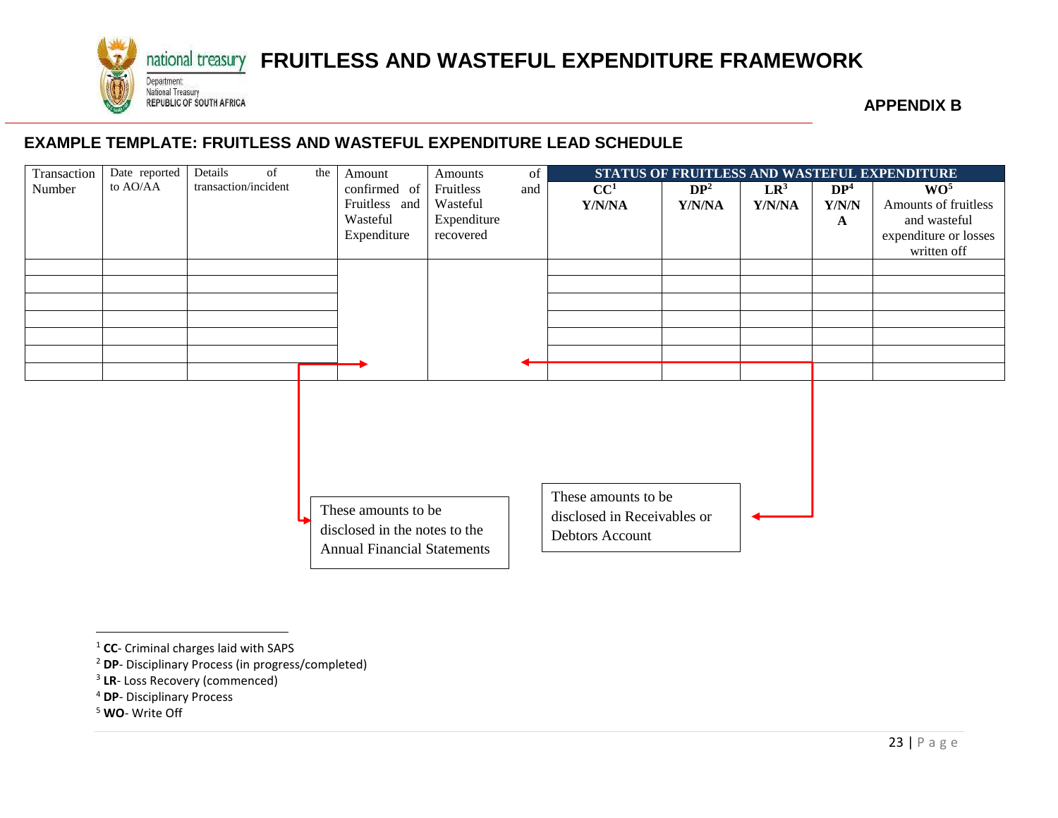**APPENDIX B**

## EXAMPLE TEMPLATE: FRUITLESS AND WASTEFUL EXPENDITURE LEAD SCHEDULE

| Transaction Number | Date reported to AO/AA | Details of the transaction/incident | Amount confirmed of Fruitless and Wasteful Expenditure | Amounts of Fruitless and Wasteful Expenditure recovered | STATUS OF FRUITLESS AND WASTEFUL EXPENDITURE | | | | |
|---|---|---|---|---|---|---|---|---|---|
| | | | | | **CC**[1] **Y/N/NA** | **DP**[2] **Y/N/NA** | **LR**[3] **Y/N/NA** | **DP**[4] **Y/N/NA** | **WO**[5] Amounts of fruitless and wasteful expenditure or losses written off |
| | | | | | | | | | |
| | | | | | | | | | |
| | | | | | | | | | |
| | | | | | | | | | |
| | | | | | | | | | |
| | | | | | | | | | |
| | | | | | | | | | |

These amounts to be disclosed in the notes to the Annual Financial Statements

These amounts to be disclosed in Receivables or Debtors Account

---

[1] **CC**- Criminal charges laid with SAPS

[2] **DP**- Disciplinary Process (in progress/completed)

[3] **LR**- Loss Recovery (commenced)

[4] **DP**- Disciplinary Process

[5] **WO**- Write Off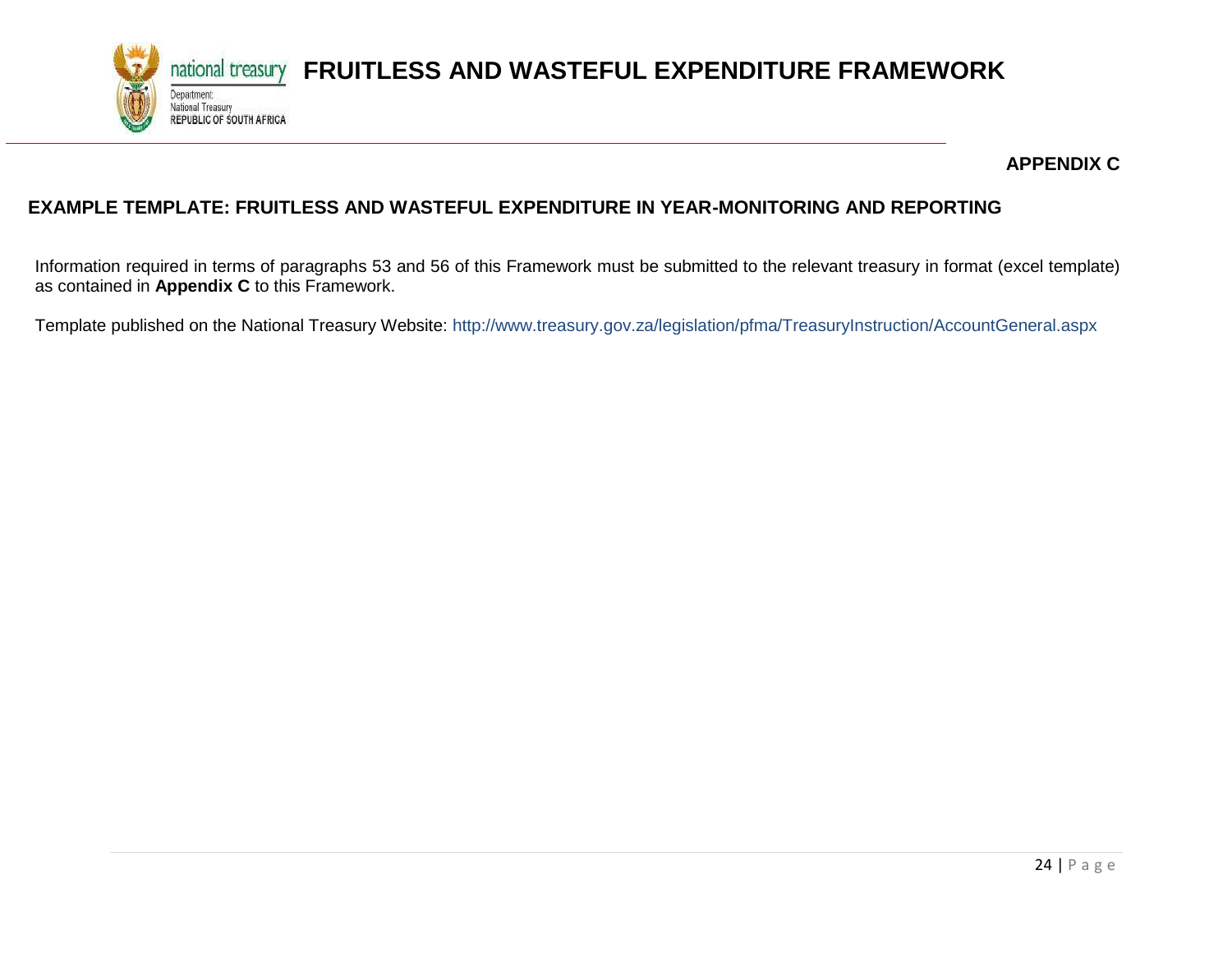**APPENDIX C**

## EXAMPLE TEMPLATE: FRUITLESS AND WASTEFUL EXPENDITURE IN YEAR-MONITORING AND REPORTING

Information required in terms of paragraphs 53 and 56 of this Framework must be submitted to the relevant treasury in format (excel template) as contained in **Appendix C** to this Framework.

Template published on the National Treasury Website: http://www.treasury.gov.za/legislation/pfma/TreasuryInstruction/AccountGeneral.aspx